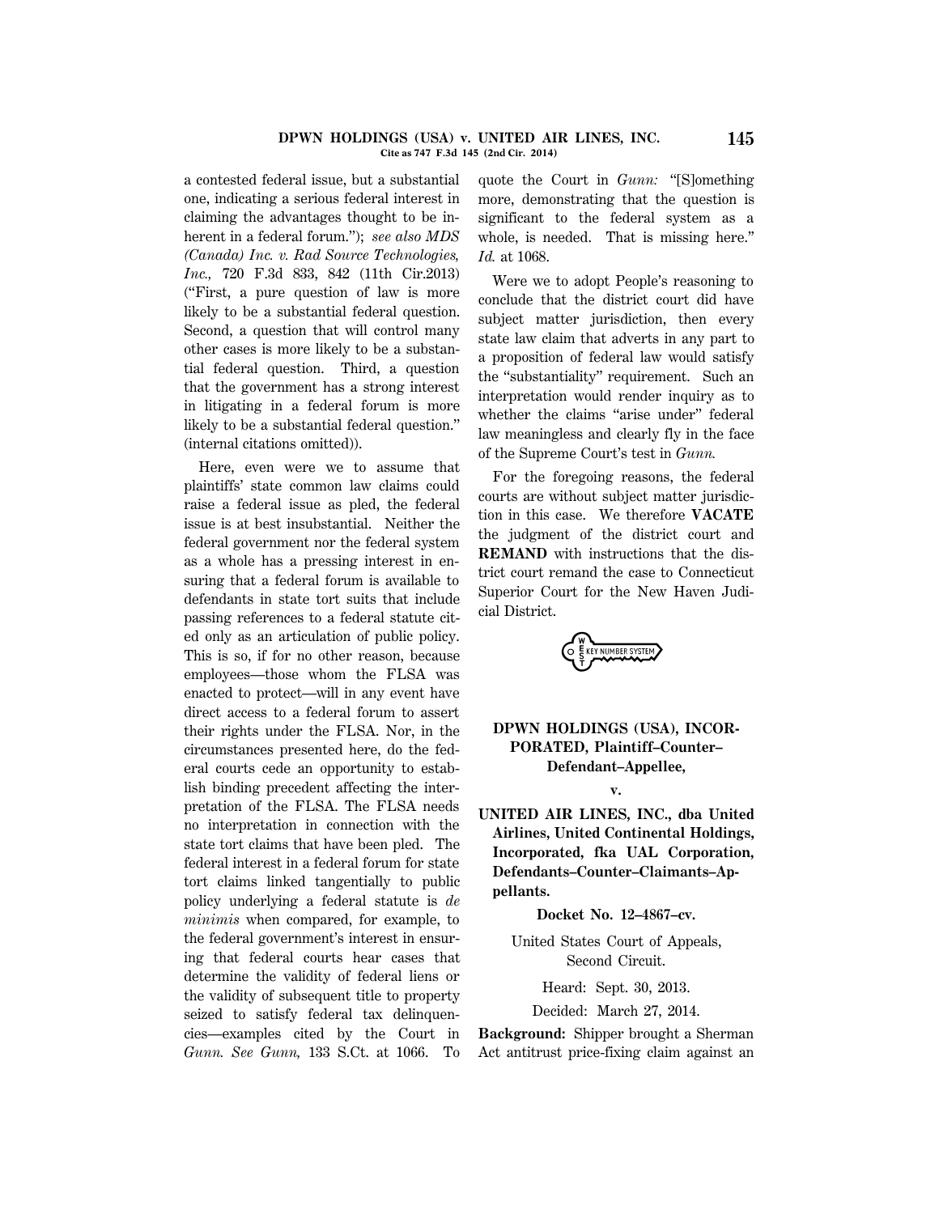a contested federal issue, but a substantial one, indicating a serious federal interest in claiming the advantages thought to be inherent in a federal forum."); *see also MDS (Canada) Inc. v. Rad Source Technologies, Inc.,* 720 F.3d 833, 842 (11th Cir.2013) ("First, a pure question of law is more likely to be a substantial federal question. Second, a question that will control many other cases is more likely to be a substantial federal question. Third, a question that the government has a strong interest in litigating in a federal forum is more likely to be a substantial federal question." (internal citations omitted)).

Here, even were we to assume that plaintiffs' state common law claims could raise a federal issue as pled, the federal issue is at best insubstantial. Neither the federal government nor the federal system as a whole has a pressing interest in ensuring that a federal forum is available to defendants in state tort suits that include passing references to a federal statute cited only as an articulation of public policy. This is so, if for no other reason, because employees—those whom the FLSA was enacted to protect—will in any event have direct access to a federal forum to assert their rights under the FLSA. Nor, in the circumstances presented here, do the federal courts cede an opportunity to establish binding precedent affecting the interpretation of the FLSA. The FLSA needs no interpretation in connection with the state tort claims that have been pled. The federal interest in a federal forum for state tort claims linked tangentially to public policy underlying a federal statute is *de minimis* when compared, for example, to the federal government's interest in ensuring that federal courts hear cases that determine the validity of federal liens or the validity of subsequent title to property seized to satisfy federal tax delinquencies—examples cited by the Court in *Gunn. See Gunn,* 133 S.Ct. at 1066. To quote the Court in *Gunn:* "[S]omething more, demonstrating that the question is significant to the federal system as a whole, is needed. That is missing here." *Id.* at 1068.

Were we to adopt People's reasoning to conclude that the district court did have subject matter jurisdiction, then every state law claim that adverts in any part to a proposition of federal law would satisfy the "substantiality" requirement. Such an interpretation would render inquiry as to whether the claims "arise under" federal law meaningless and clearly fly in the face of the Supreme Court's test in *Gunn.*

For the foregoing reasons, the federal courts are without subject matter jurisdiction in this case. We therefore **VACATE** the judgment of the district court and **REMAND** with instructions that the district court remand the case to Connecticut Superior Court for the New Haven Judicial District.

**DPWN HOLDINGS (USA), INCORPORATED, Plaintiff–Counter–Defendant–Appellee,**

**v.**

**UNITED AIR LINES, INC., dba United Airlines, United Continental Holdings, Incorporated, fka UAL Corporation, Defendants–Counter–Claimants–Appellants.**

**Docket No. 12–4867–cv.**

United States Court of Appeals, Second Circuit.

Heard: Sept. 30, 2013.

Decided: March 27, 2014.

**Background:** Shipper brought a Sherman Act antitrust price-fixing claim against an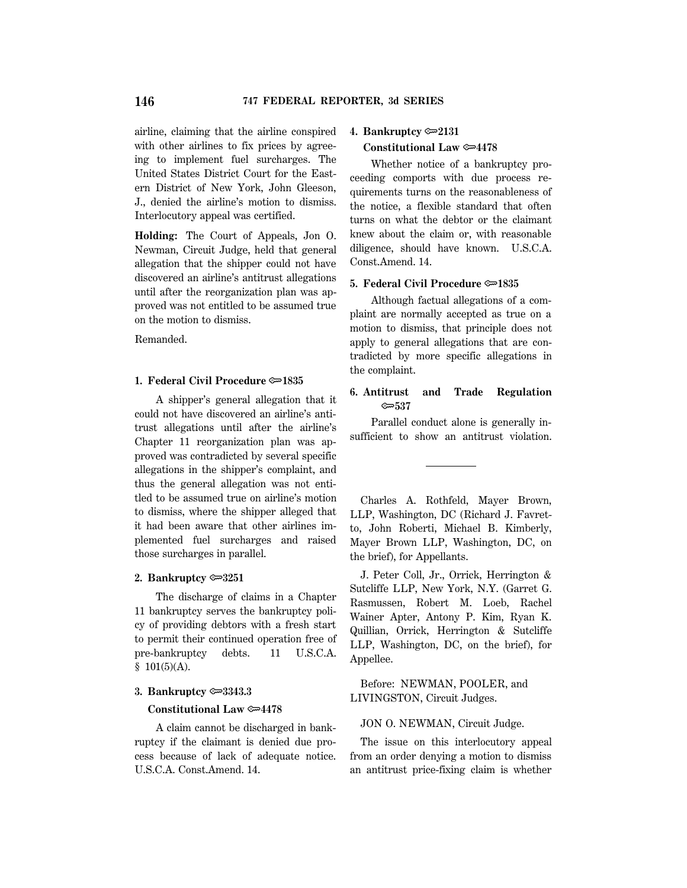airline, claiming that the airline conspired with other airlines to fix prices by agreeing to implement fuel surcharges. The United States District Court for the Eastern District of New York, John Gleeson, J., denied the airline's motion to dismiss. Interlocutory appeal was certified.

**Holding:** The Court of Appeals, Jon O. Newman, Circuit Judge, held that general allegation that the shipper could not have discovered an airline's antitrust allegations until after the reorganization plan was approved was not entitled to be assumed true on the motion to dismiss.

Remanded.

**1. Federal Civil Procedure ⟹1835**

A shipper's general allegation that it could not have discovered an airline's antitrust allegations until after the airline's Chapter 11 reorganization plan was approved was contradicted by several specific allegations in the shipper's complaint, and thus the general allegation was not entitled to be assumed true on airline's motion to dismiss, where the shipper alleged that it had been aware that other airlines implemented fuel surcharges and raised those surcharges in parallel.

**2. Bankruptcy ⟹3251**

The discharge of claims in a Chapter 11 bankruptcy serves the bankruptcy policy of providing debtors with a fresh start to permit their continued operation free of pre-bankruptcy debts. 11 U.S.C.A. § 101(5)(A).

**3. Bankruptcy ⟹3343.3**

**Constitutional Law ⟹4478**

A claim cannot be discharged in bankruptcy if the claimant is denied due process because of lack of adequate notice. U.S.C.A. Const.Amend. 14.

**4. Bankruptcy ⟹2131**

**Constitutional Law ⟹4478**

Whether notice of a bankruptcy proceeding comports with due process requirements turns on the reasonableness of the notice, a flexible standard that often turns on what the debtor or the claimant knew about the claim or, with reasonable diligence, should have known. U.S.C.A. Const.Amend. 14.

**5. Federal Civil Procedure ⟹1835**

Although factual allegations of a complaint are normally accepted as true on a motion to dismiss, that principle does not apply to general allegations that are contradicted by more specific allegations in the complaint.

**6. Antitrust and Trade Regulation ⟹537**

Parallel conduct alone is generally insufficient to show an antitrust violation.

---

Charles A. Rothfeld, Mayer Brown, LLP, Washington, DC (Richard J. Favretto, John Roberti, Michael B. Kimberly, Mayer Brown LLP, Washington, DC, on the brief), for Appellants.

J. Peter Coll, Jr., Orrick, Herrington & Sutcliffe LLP, New York, N.Y. (Garret G. Rasmussen, Robert M. Loeb, Rachel Wainer Apter, Antony P. Kim, Ryan K. Quillian, Orrick, Herrington & Sutcliffe LLP, Washington, DC, on the brief), for Appellee.

Before: NEWMAN, POOLER, and LIVINGSTON, Circuit Judges.

JON O. NEWMAN, Circuit Judge.

The issue on this interlocutory appeal from an order denying a motion to dismiss an antitrust price-fixing claim is whether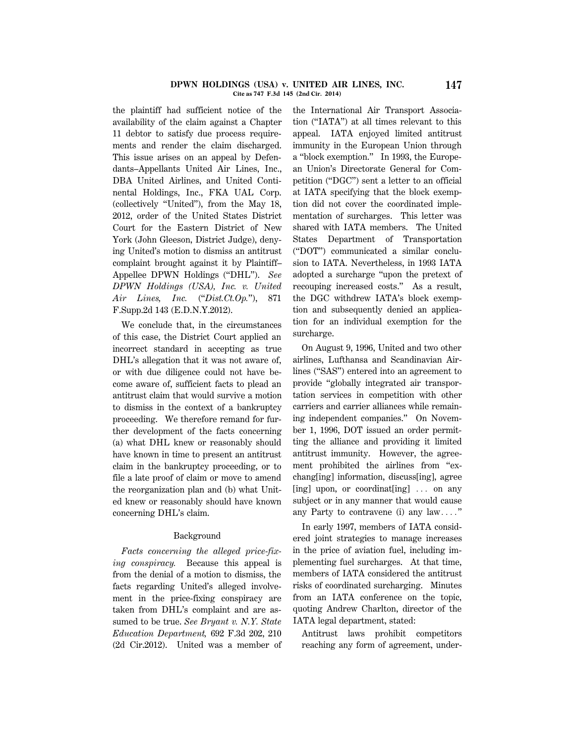the plaintiff had sufficient notice of the availability of the claim against a Chapter 11 debtor to satisfy due process requirements and render the claim discharged. This issue arises on an appeal by Defendants–Appellants United Air Lines, Inc., DBA United Airlines, and United Continental Holdings, Inc., FKA UAL Corp. (collectively "United"), from the May 18, 2012, order of the United States District Court for the Eastern District of New York (John Gleeson, District Judge), denying United's motion to dismiss an antitrust complaint brought against it by Plaintiff–Appellee DPWN Holdings ("DHL"). *See DPWN Holdings (USA), Inc. v. United Air Lines, Inc.* ("*Dist.Ct.Op.*"), 871 F.Supp.2d 143 (E.D.N.Y.2012).

We conclude that, in the circumstances of this case, the District Court applied an incorrect standard in accepting as true DHL's allegation that it was not aware of, or with due diligence could not have become aware of, sufficient facts to plead an antitrust claim that would survive a motion to dismiss in the context of a bankruptcy proceeding. We therefore remand for further development of the facts concerning (a) what DHL knew or reasonably should have known in time to present an antitrust claim in the bankruptcy proceeding, or to file a late proof of claim or move to amend the reorganization plan and (b) what United knew or reasonably should have known concerning DHL's claim.

## Background

*Facts concerning the alleged price-fixing conspiracy.* Because this appeal is from the denial of a motion to dismiss, the facts regarding United's alleged involvement in the price-fixing conspiracy are taken from DHL's complaint and are assumed to be true. *See Bryant v. N.Y. State Education Department,* 692 F.3d 202, 210 (2d Cir.2012). United was a member of the International Air Transport Association ("IATA") at all times relevant to this appeal. IATA enjoyed limited antitrust immunity in the European Union through a "block exemption." In 1993, the European Union's Directorate General for Competition ("DGC") sent a letter to an official at IATA specifying that the block exemption did not cover the coordinated implementation of surcharges. This letter was shared with IATA members. The United States Department of Transportation ("DOT") communicated a similar conclusion to IATA. Nevertheless, in 1993 IATA adopted a surcharge "upon the pretext of recouping increased costs." As a result, the DGC withdrew IATA's block exemption and subsequently denied an application for an individual exemption for the surcharge.

On August 9, 1996, United and two other airlines, Lufthansa and Scandinavian Airlines ("SAS") entered into an agreement to provide "globally integrated air transportation services in competition with other carriers and carrier alliances while remaining independent companies." On November 1, 1996, DOT issued an order permitting the alliance and providing it limited antitrust immunity. However, the agreement prohibited the airlines from "exchang[ing] information, discuss[ing], agree[ing] upon, or coordinat[ing] ... on any subject or in any manner that would cause any Party to contravene (i) any law...."

In early 1997, members of IATA considered joint strategies to manage increases in the price of aviation fuel, including implementing fuel surcharges. At that time, members of IATA considered the antitrust risks of coordinated surcharging. Minutes from an IATA conference on the topic, quoting Andrew Charlton, director of the IATA legal department, stated:

> Antitrust laws prohibit competitors reaching any form of agreement, under-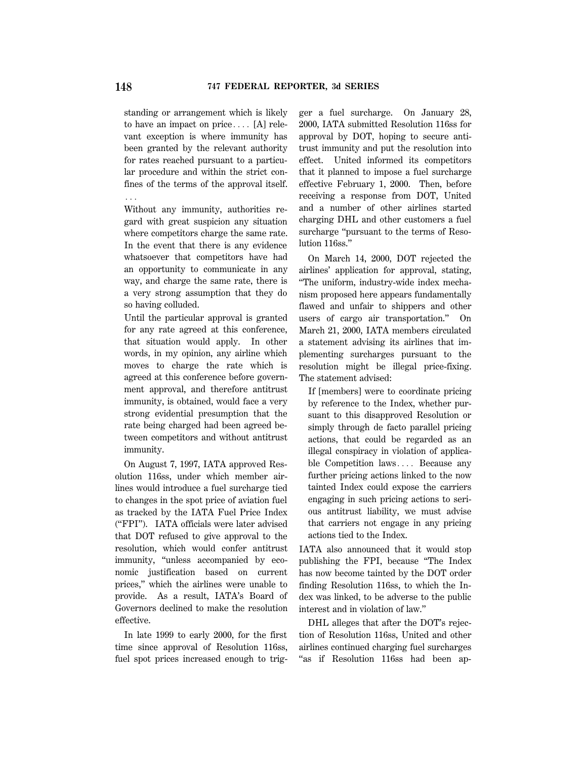standing or arrangement which is likely to have an impact on price.... [A] relevant exception is where immunity has been granted by the relevant authority for rates reached pursuant to a particular procedure and within the strict confines of the terms of the approval itself. ...

> Without any immunity, authorities regard with great suspicion any situation where competitors charge the same rate. In the event that there is any evidence whatsoever that competitors have had an opportunity to communicate in any way, and charge the same rate, there is a very strong assumption that they do so having colluded.
>
> Until the particular approval is granted for any rate agreed at this conference, that situation would apply. In other words, in my opinion, any airline which moves to charge the rate which is agreed at this conference before government approval, and therefore antitrust immunity, is obtained, would face a very strong evidential presumption that the rate being charged had been agreed between competitors and without antitrust immunity.

On August 7, 1997, IATA approved Resolution 116ss, under which member airlines would introduce a fuel surcharge tied to changes in the spot price of aviation fuel as tracked by the IATA Fuel Price Index ("FPI"). IATA officials were later advised that DOT refused to give approval to the resolution, which would confer antitrust immunity, "unless accompanied by economic justification based on current prices," which the airlines were unable to provide. As a result, IATA's Board of Governors declined to make the resolution effective.

In late 1999 to early 2000, for the first time since approval of Resolution 116ss, fuel spot prices increased enough to trigger a fuel surcharge. On January 28, 2000, IATA submitted Resolution 116ss for approval by DOT, hoping to secure antitrust immunity and put the resolution into effect. United informed its competitors that it planned to impose a fuel surcharge effective February 1, 2000. Then, before receiving a response from DOT, United and a number of other airlines started charging DHL and other customers a fuel surcharge "pursuant to the terms of Resolution 116ss."

On March 14, 2000, DOT rejected the airlines' application for approval, stating, "The uniform, industry-wide index mechanism proposed here appears fundamentally flawed and unfair to shippers and other users of cargo air transportation." On March 21, 2000, IATA members circulated a statement advising its airlines that implementing surcharges pursuant to the resolution might be illegal price-fixing. The statement advised:

> If [members] were to coordinate pricing by reference to the Index, whether pursuant to this disapproved Resolution or simply through de facto parallel pricing actions, that could be regarded as an illegal conspiracy in violation of applicable Competition laws.... Because any further pricing actions linked to the now tainted Index could expose the carriers engaging in such pricing actions to serious antitrust liability, we must advise that carriers not engage in any pricing actions tied to the Index.

IATA also announced that it would stop publishing the FPI, because "The Index has now become tainted by the DOT order finding Resolution 116ss, to which the Index was linked, to be adverse to the public interest and in violation of law."

DHL alleges that after the DOT's rejection of Resolution 116ss, United and other airlines continued charging fuel surcharges "as if Resolution 116ss had been ap-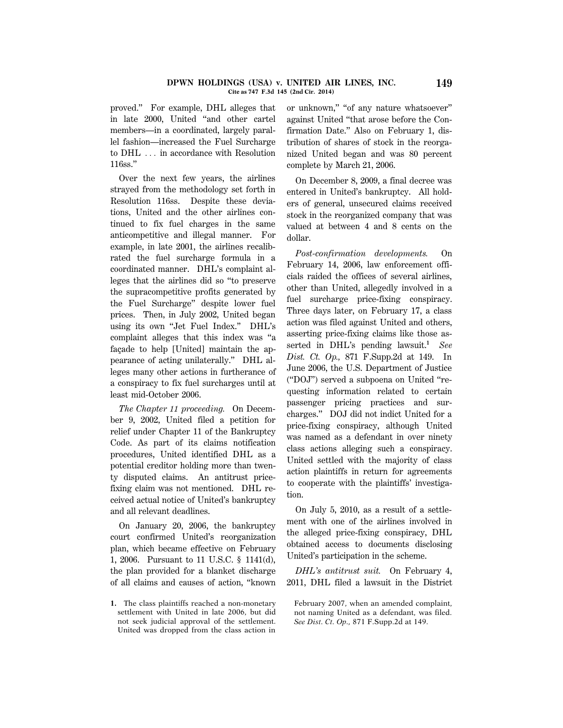proved." For example, DHL alleges that in late 2000, United "and other cartel members—in a coordinated, largely parallel fashion—increased the Fuel Surcharge to DHL . . . in accordance with Resolution 116ss."

Over the next few years, the airlines strayed from the methodology set forth in Resolution 116ss. Despite these deviations, United and the other airlines continued to fix fuel charges in the same anticompetitive and illegal manner. For example, in late 2001, the airlines recalibrated the fuel surcharge formula in a coordinated manner. DHL's complaint alleges that the airlines did so "to preserve the supracompetitive profits generated by the Fuel Surcharge" despite lower fuel prices. Then, in July 2002, United began using its own "Jet Fuel Index." DHL's complaint alleges that this index was "a façade to help [United] maintain the appearance of acting unilaterally." DHL alleges many other actions in furtherance of a conspiracy to fix fuel surcharges until at least mid-October 2006.

*The Chapter 11 proceeding.* On December 9, 2002, United filed a petition for relief under Chapter 11 of the Bankruptcy Code. As part of its claims notification procedures, United identified DHL as a potential creditor holding more than twenty disputed claims. An antitrust price-fixing claim was not mentioned. DHL received actual notice of United's bankruptcy and all relevant deadlines.

On January 20, 2006, the bankruptcy court confirmed United's reorganization plan, which became effective on February 1, 2006. Pursuant to 11 U.S.C. § 1141(d), the plan provided for a blanket discharge of all claims and causes of action, "known or unknown," "of any nature whatsoever" against United "that arose before the Confirmation Date." Also on February 1, distribution of shares of stock in the reorganized United began and was 80 percent complete by March 21, 2006.

On December 8, 2009, a final decree was entered in United's bankruptcy. All holders of general, unsecured claims received stock in the reorganized company that was valued at between 4 and 8 cents on the dollar.

*Post-confirmation developments.* On February 14, 2006, law enforcement officials raided the offices of several airlines, other than United, allegedly involved in a fuel surcharge price-fixing conspiracy. Three days later, on February 17, a class action was filed against United and others, asserting price-fixing claims like those asserted in DHL's pending lawsuit.[1] *See Dist. Ct. Op.,* 871 F.Supp.2d at 149. In June 2006, the U.S. Department of Justice ("DOJ") served a subpoena on United "requesting information related to certain passenger pricing practices and surcharges." DOJ did not indict United for a price-fixing conspiracy, although United was named as a defendant in over ninety class actions alleging such a conspiracy. United settled with the majority of class action plaintiffs in return for agreements to cooperate with the plaintiffs' investigation.

On July 5, 2010, as a result of a settlement with one of the airlines involved in the alleged price-fixing conspiracy, DHL obtained access to documents disclosing United's participation in the scheme.

*DHL's antitrust suit.* On February 4, 2011, DHL filed a lawsuit in the District

1. The class plaintiffs reached a non-monetary settlement with United in late 2006, but did not seek judicial approval of the settlement. United was dropped from the class action in February 2007, when an amended complaint, not naming United as a defendant, was filed. *See Dist. Ct. Op.,* 871 F.Supp.2d at 149.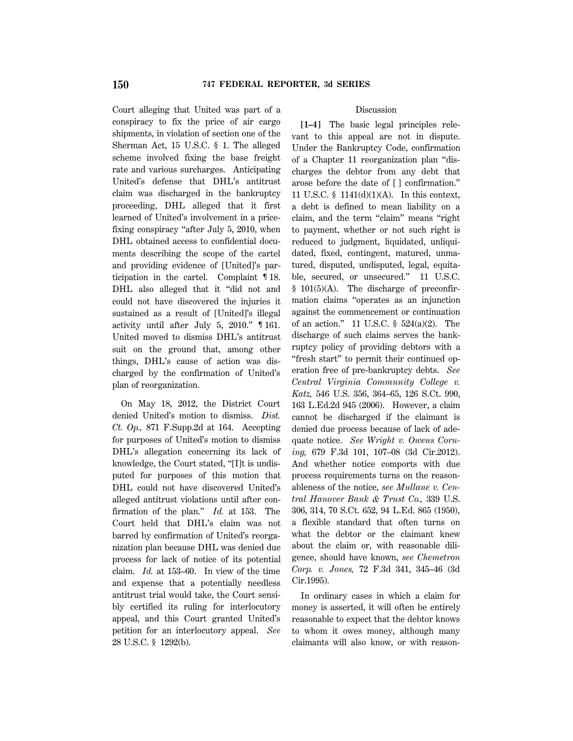Court alleging that United was part of a conspiracy to fix the price of air cargo shipments, in violation of section one of the Sherman Act, 15 U.S.C. § 1. The alleged scheme involved fixing the base freight rate and various surcharges. Anticipating United's defense that DHL's antitrust claim was discharged in the bankruptcy proceeding, DHL alleged that it first learned of United's involvement in a price-fixing conspiracy "after July 5, 2010, when DHL obtained access to confidential documents describing the scope of the cartel and providing evidence of [United]'s participation in the cartel. Complaint ¶ 18. DHL also alleged that it "did not and could not have discovered the injuries it sustained as a result of [United]'s illegal activity until after July 5, 2010." ¶ 161. United moved to dismiss DHL's antitrust suit on the ground that, among other things, DHL's cause of action was discharged by the confirmation of United's plan of reorganization.

On May 18, 2012, the District Court denied United's motion to dismiss. *Dist. Ct. Op.,* 871 F.Supp.2d at 164. Accepting for purposes of United's motion to dismiss DHL's allegation concerning its lack of knowledge, the Court stated, "[I]t is undisputed for purposes of this motion that DHL could not have discovered United's alleged antitrust violations until after confirmation of the plan." *Id.* at 153. The Court held that DHL's claim was not barred by confirmation of United's reorganization plan because DHL was denied due process for lack of notice of its potential claim. *Id.* at 153–60. In view of the time and expense that a potentially needless antitrust trial would take, the Court sensibly certified its ruling for interlocutory appeal, and this Court granted United's petition for an interlocutory appeal. *See* 28 U.S.C. § 1292(b).

## Discussion

**[1–4]** The basic legal principles relevant to this appeal are not in dispute. Under the Bankruptcy Code, confirmation of a Chapter 11 reorganization plan "discharges the debtor from any debt that arose before the date of [ ] confirmation." 11 U.S.C. § 1141(d)(1)(A). In this context, a debt is defined to mean liability on a claim, and the term "claim" means "right to payment, whether or not such right is reduced to judgment, liquidated, unliquidated, fixed, contingent, matured, unmatured, disputed, undisputed, legal, equitable, secured, or unsecured." 11 U.S.C. § 101(5)(A). The discharge of preconfirmation claims "operates as an injunction against the commencement or continuation of an action." 11 U.S.C. § 524(a)(2). The discharge of such claims serves the bankruptcy policy of providing debtors with a "fresh start" to permit their continued operation free of pre-bankruptcy debts. *See Central Virginia Community College v. Katz,* 546 U.S. 356, 364–65, 126 S.Ct. 990, 163 L.Ed.2d 945 (2006). However, a claim cannot be discharged if the claimant is denied due process because of lack of adequate notice. *See Wright v. Owens Corning,* 679 F.3d 101, 107–08 (3d Cir.2012). And whether notice comports with due process requirements turns on the reasonableness of the notice, *see Mullane v. Central Hanover Bank & Trust Co.,* 339 U.S. 306, 314, 70 S.Ct. 652, 94 L.Ed. 865 (1950), a flexible standard that often turns on what the debtor or the claimant knew about the claim or, with reasonable diligence, should have known, *see Chemetron Corp. v. Jones,* 72 F.3d 341, 345–46 (3d Cir.1995).

In ordinary cases in which a claim for money is asserted, it will often be entirely reasonable to expect that the debtor knows to whom it owes money, although many claimants will also know, or with reason-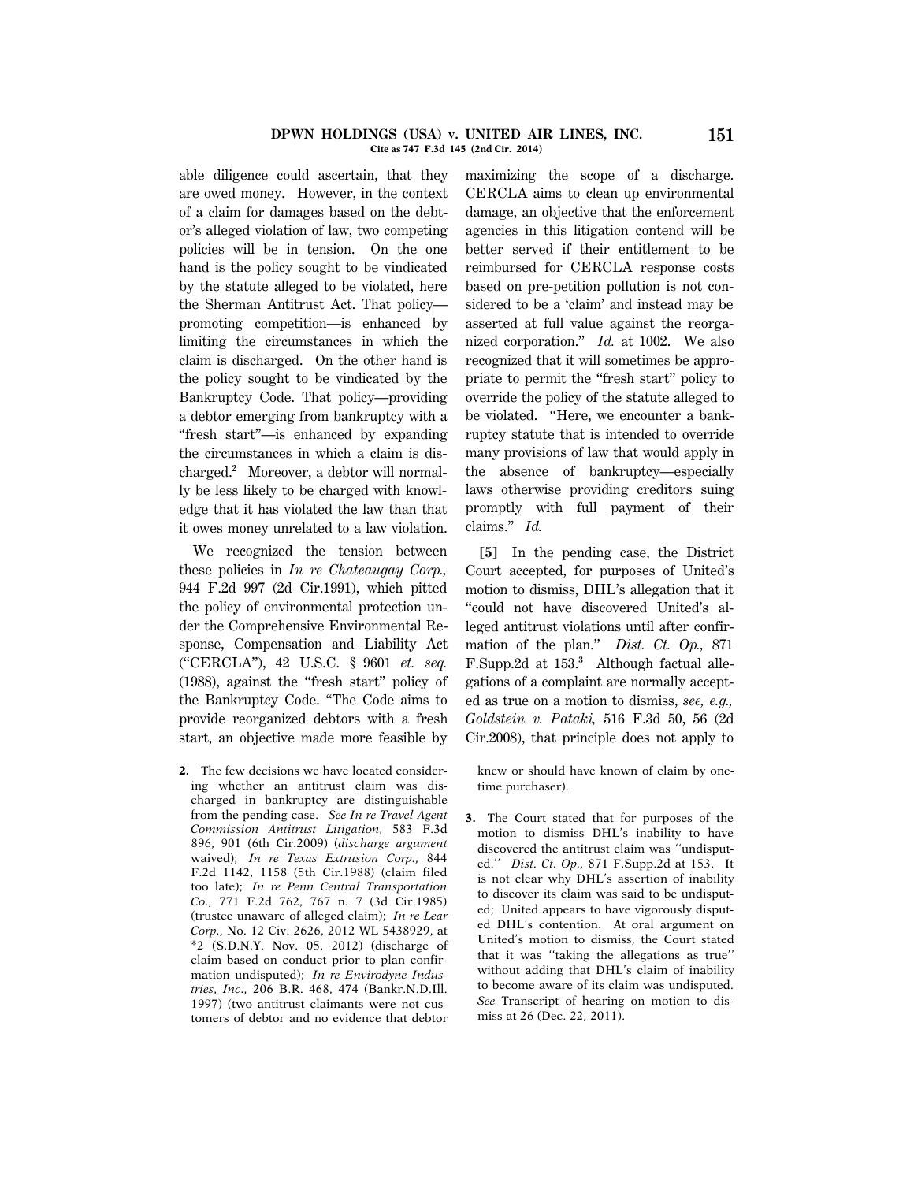able diligence could ascertain, that they are owed money. However, in the context of a claim for damages based on the debtor's alleged violation of law, two competing policies will be in tension. On the one hand is the policy sought to be vindicated by the statute alleged to be violated, here the Sherman Antitrust Act. That policy—promoting competition—is enhanced by limiting the circumstances in which the claim is discharged. On the other hand is the policy sought to be vindicated by the Bankruptcy Code. That policy—providing a debtor emerging from bankruptcy with a "fresh start"—is enhanced by expanding the circumstances in which a claim is discharged.[2] Moreover, a debtor will normally be less likely to be charged with knowledge that it has violated the law than that it owes money unrelated to a law violation.

We recognized the tension between these policies in *In re Chateaugay Corp.,* 944 F.2d 997 (2d Cir.1991), which pitted the policy of environmental protection under the Comprehensive Environmental Response, Compensation and Liability Act ("CERCLA"), 42 U.S.C. § 9601 *et. seq.* (1988), against the "fresh start" policy of the Bankruptcy Code. "The Code aims to provide reorganized debtors with a fresh start, an objective made more feasible by maximizing the scope of a discharge. CERCLA aims to clean up environmental damage, an objective that the enforcement agencies in this litigation contend will be better served if their entitlement to be reimbursed for CERCLA response costs based on pre-petition pollution is not considered to be a 'claim' and instead may be asserted at full value against the reorganized corporation." *Id.* at 1002. We also recognized that it will sometimes be appropriate to permit the "fresh start" policy to override the policy of the statute alleged to be violated. "Here, we encounter a bankruptcy statute that is intended to override many provisions of law that would apply in the absence of bankruptcy—especially laws otherwise providing creditors suing promptly with full payment of their claims." *Id.*

**[5]** In the pending case, the District Court accepted, for purposes of United's motion to dismiss, DHL's allegation that it "could not have discovered United's alleged antitrust violations until after confirmation of the plan." *Dist. Ct. Op.,* 871 F.Supp.2d at 153.[3] Although factual allegations of a complaint are normally accepted as true on a motion to dismiss, *see, e.g., Goldstein v. Pataki,* 516 F.3d 50, 56 (2d Cir.2008), that principle does not apply to

---

2. The few decisions we have located considering whether an antitrust claim was discharged in bankruptcy are distinguishable from the pending case. *See In re Travel Agent Commission Antitrust Litigation,* 583 F.3d 896, 901 (6th Cir.2009) (*discharge argument* waived); *In re Texas Extrusion Corp.,* 844 F.2d 1142, 1158 (5th Cir.1988) (claim filed too late); *In re Penn Central Transportation Co.,* 771 F.2d 762, 767 n. 7 (3d Cir.1985) (trustee unaware of alleged claim); *In re Lear Corp.,* No. 12 Civ. 2626, 2012 WL 5438929, at *2 (S.D.N.Y. Nov. 05, 2012) (discharge of claim based on conduct prior to plan confirmation undisputed); *In re Envirodyne Industries, Inc.,* 206 B.R. 468, 474 (Bankr.N.D.Ill. 1997) (two antitrust claimants were not customers of debtor and no evidence that debtor knew or should have known of claim by one-time purchaser).

3. The Court stated that for purposes of the motion to dismiss DHL's inability to have discovered the antitrust claim was "undisputed." *Dist. Ct. Op.,* 871 F.Supp.2d at 153. It is not clear why DHL's assertion of inability to discover its claim was said to be undisputed; United appears to have vigorously disputed DHL's contention. At oral argument on United's motion to dismiss, the Court stated that it was "taking the allegations as true" without adding that DHL's claim of inability to become aware of its claim was undisputed. *See* Transcript of hearing on motion to dismiss at 26 (Dec. 22, 2011).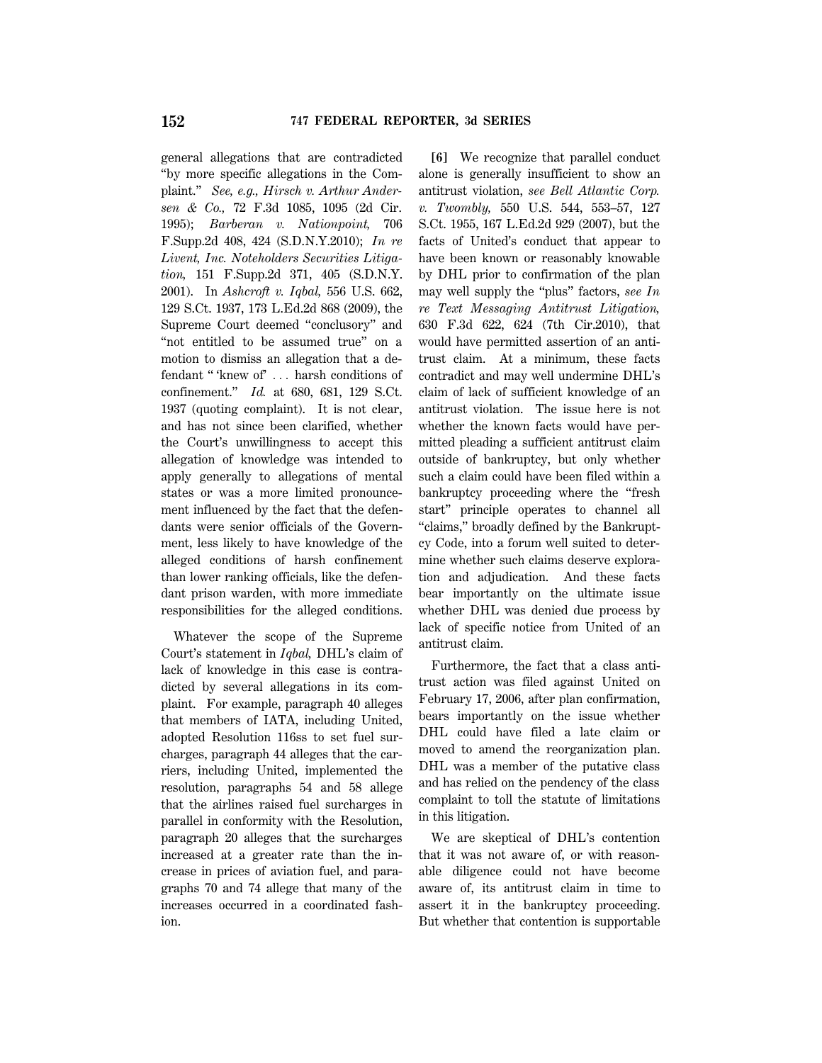general allegations that are contradicted "by more specific allegations in the Complaint." *See, e.g., Hirsch v. Arthur Andersen & Co.,* 72 F.3d 1085, 1095 (2d Cir. 1995); *Barberan v. Nationpoint,* 706 F.Supp.2d 408, 424 (S.D.N.Y.2010); *In re Livent, Inc. Noteholders Securities Litigation,* 151 F.Supp.2d 371, 405 (S.D.N.Y. 2001). In *Ashcroft v. Iqbal,* 556 U.S. 662, 129 S.Ct. 1937, 173 L.Ed.2d 868 (2009), the Supreme Court deemed "conclusory" and "not entitled to be assumed true" on a motion to dismiss an allegation that a defendant " 'knew of' ... harsh conditions of confinement." *Id.* at 680, 681, 129 S.Ct. 1937 (quoting complaint). It is not clear, and has not since been clarified, whether the Court's unwillingness to accept this allegation of knowledge was intended to apply generally to allegations of mental states or was a more limited pronouncement influenced by the fact that the defendants were senior officials of the Government, less likely to have knowledge of the alleged conditions of harsh confinement than lower ranking officials, like the defendant prison warden, with more immediate responsibilities for the alleged conditions.

Whatever the scope of the Supreme Court's statement in *Iqbal,* DHL's claim of lack of knowledge in this case is contradicted by several allegations in its complaint. For example, paragraph 40 alleges that members of IATA, including United, adopted Resolution 116ss to set fuel surcharges, paragraph 44 alleges that the carriers, including United, implemented the resolution, paragraphs 54 and 58 allege that the airlines raised fuel surcharges in parallel in conformity with the Resolution, paragraph 20 alleges that the surcharges increased at a greater rate than the increase in prices of aviation fuel, and paragraphs 70 and 74 allege that many of the increases occurred in a coordinated fashion.

**[6]** We recognize that parallel conduct alone is generally insufficient to show an antitrust violation, *see Bell Atlantic Corp. v. Twombly,* 550 U.S. 544, 553–57, 127 S.Ct. 1955, 167 L.Ed.2d 929 (2007), but the facts of United's conduct that appear to have been known or reasonably knowable by DHL prior to confirmation of the plan may well supply the "plus" factors, *see In re Text Messaging Antitrust Litigation,* 630 F.3d 622, 624 (7th Cir.2010), that would have permitted assertion of an antitrust claim. At a minimum, these facts contradict and may well undermine DHL's claim of lack of sufficient knowledge of an antitrust violation. The issue here is not whether the known facts would have permitted pleading a sufficient antitrust claim outside of bankruptcy, but only whether such a claim could have been filed within a bankruptcy proceeding where the "fresh start" principle operates to channel all "claims," broadly defined by the Bankruptcy Code, into a forum well suited to determine whether such claims deserve exploration and adjudication. And these facts bear importantly on the ultimate issue whether DHL was denied due process by lack of specific notice from United of an antitrust claim.

Furthermore, the fact that a class antitrust action was filed against United on February 17, 2006, after plan confirmation, bears importantly on the issue whether DHL could have filed a late claim or moved to amend the reorganization plan. DHL was a member of the putative class and has relied on the pendency of the class complaint to toll the statute of limitations in this litigation.

We are skeptical of DHL's contention that it was not aware of, or with reasonable diligence could not have become aware of, its antitrust claim in time to assert it in the bankruptcy proceeding. But whether that contention is supportable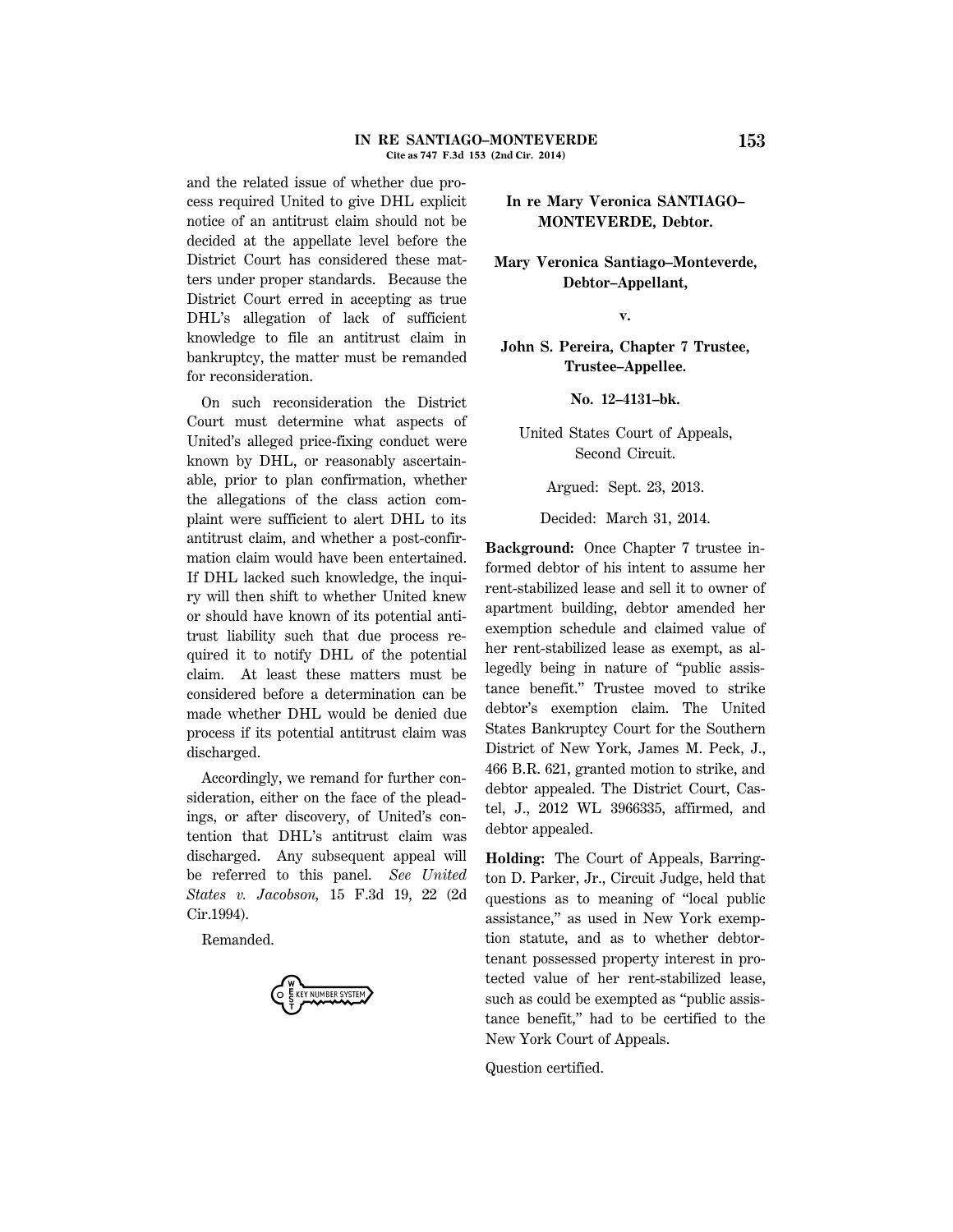and the related issue of whether due process required United to give DHL explicit notice of an antitrust claim should not be decided at the appellate level before the District Court has considered these matters under proper standards. Because the District Court erred in accepting as true DHL's allegation of lack of sufficient knowledge to file an antitrust claim in bankruptcy, the matter must be remanded for reconsideration.

On such reconsideration the District Court must determine what aspects of United's alleged price-fixing conduct were known by DHL, or reasonably ascertainable, prior to plan confirmation, whether the allegations of the class action complaint were sufficient to alert DHL to its antitrust claim, and whether a post-confirmation claim would have been entertained. If DHL lacked such knowledge, the inquiry will then shift to whether United knew or should have known of its potential antitrust liability such that due process required it to notify DHL of the potential claim. At least these matters must be considered before a determination can be made whether DHL would be denied due process if its potential antitrust claim was discharged.

Accordingly, we remand for further consideration, either on the face of the pleadings, or after discovery, of United's contention that DHL's antitrust claim was discharged. Any subsequent appeal will be referred to this panel. *See United States v. Jacobson,* 15 F.3d 19, 22 (2d Cir.1994).

Remanded.

**In re Mary Veronica SANTIAGO–MONTEVERDE, Debtor.**

**Mary Veronica Santiago–Monteverde, Debtor–Appellant,**

**v.**

**John S. Pereira, Chapter 7 Trustee, Trustee–Appellee.**

**No. 12–4131–bk.**

United States Court of Appeals, Second Circuit.

Argued: Sept. 23, 2013.

Decided: March 31, 2014.

**Background:** Once Chapter 7 trustee informed debtor of his intent to assume her rent-stabilized lease and sell it to owner of apartment building, debtor amended her exemption schedule and claimed value of her rent-stabilized lease as exempt, as allegedly being in nature of "public assistance benefit." Trustee moved to strike debtor's exemption claim. The United States Bankruptcy Court for the Southern District of New York, James M. Peck, J., 466 B.R. 621, granted motion to strike, and debtor appealed. The District Court, Castel, J., 2012 WL 3966335, affirmed, and debtor appealed.

**Holding:** The Court of Appeals, Barrington D. Parker, Jr., Circuit Judge, held that questions as to meaning of "local public assistance," as used in New York exemption statute, and as to whether debtor-tenant possessed property interest in protected value of her rent-stabilized lease, such as could be exempted as "public assistance benefit," had to be certified to the New York Court of Appeals.

Question certified.